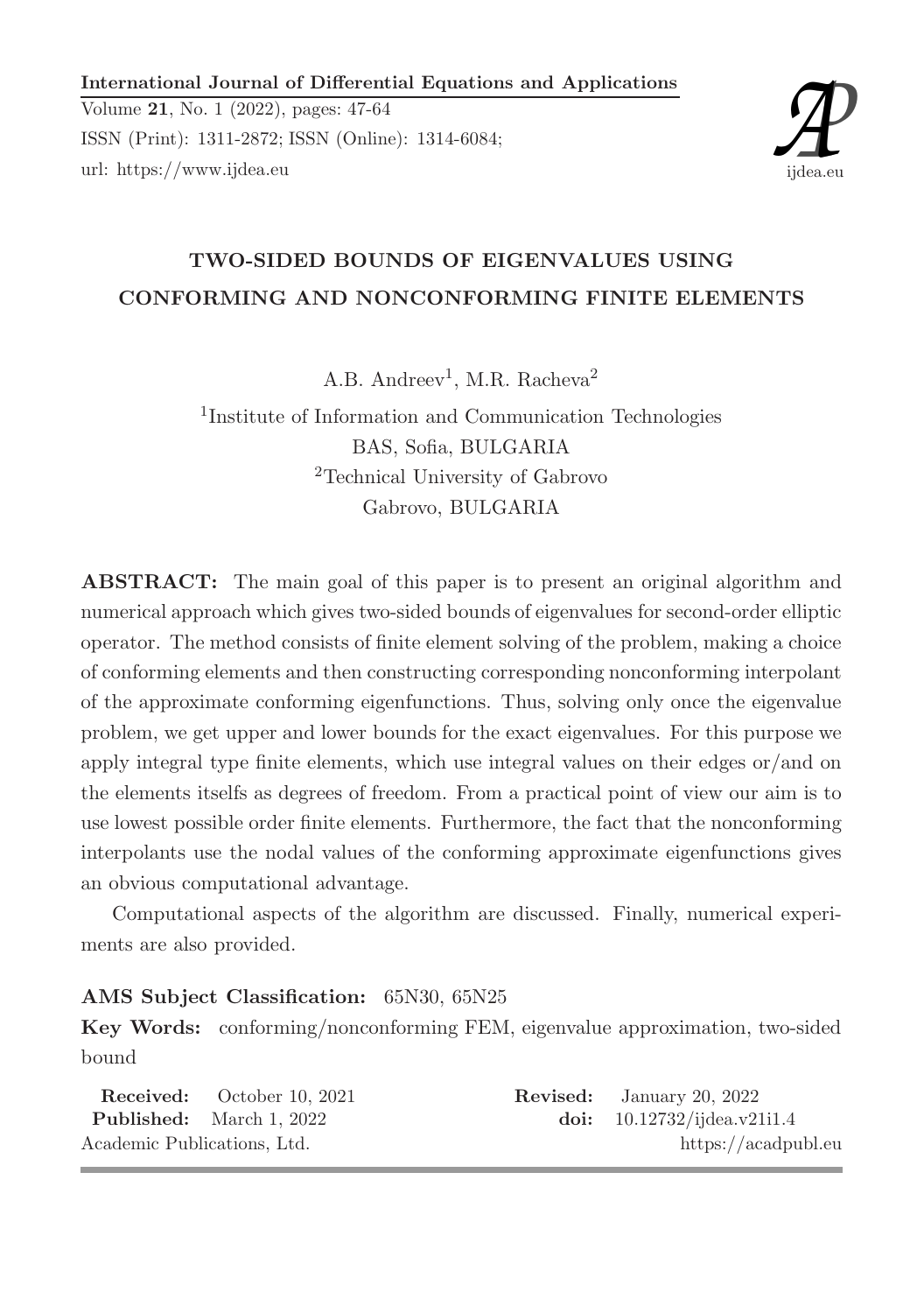# TWO-SIDED BOUNDS OF EIGENVALUES USING CONFORMING AND NONCONFORMING FINITE ELEMENTS

A.B. Andreev[1], M.R. Racheva[2]

[1]Institute of Information and Communication Technologies
BAS, Sofia, BULGARIA
[2]Technical University of Gabrovo
Gabrovo, BULGARIA

**ABSTRACT:** The main goal of this paper is to present an original algorithm and numerical approach which gives two-sided bounds of eigenvalues for second-order elliptic operator. The method consists of finite element solving of the problem, making a choice of conforming elements and then constructing corresponding nonconforming interpolant of the approximate conforming eigenfunctions. Thus, solving only once the eigenvalue problem, we get upper and lower bounds for the exact eigenvalues. For this purpose we apply integral type finite elements, which use integral values on their edges or/and on the elements itselfs as degrees of freedom. From a practical point of view our aim is to use lowest possible order finite elements. Furthermore, the fact that the nonconforming interpolants use the nodal values of the conforming approximate eigenfunctions gives an obvious computational advantage.

Computational aspects of the algorithm are discussed. Finally, numerical experiments are also provided.

**AMS Subject Classification:** 65N30, 65N25

**Key Words:** conforming/nonconforming FEM, eigenvalue approximation, two-sided bound

**Received:** October 10, 2021
**Revised:** January 20, 2022
**Published:** March 1, 2022
**doi:** 10.12732/ijdea.v21i1.4

Academic Publications, Ltd. https://acadpubl.eu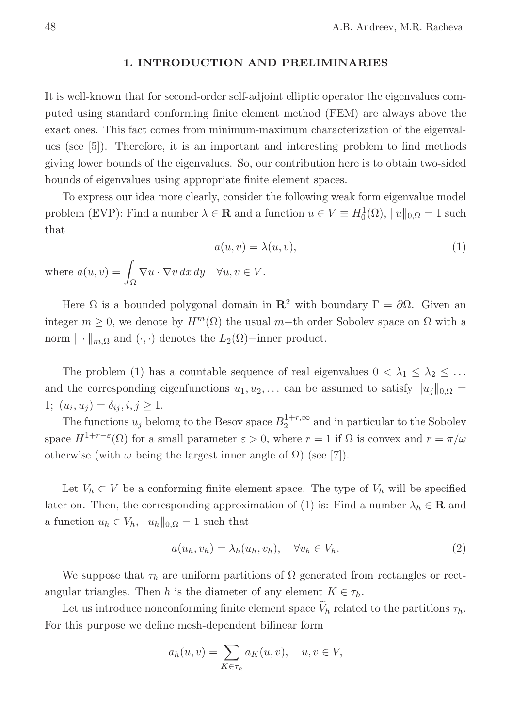## 1. INTRODUCTION AND PRELIMINARIES

It is well-known that for second-order self-adjoint elliptic operator the eigenvalues computed using standard conforming finite element method (FEM) are always above the exact ones. This fact comes from minimum-maximum characterization of the eigenvalues (see [5]). Therefore, it is an important and interesting problem to find methods giving lower bounds of the eigenvalues. So, our contribution here is to obtain two-sided bounds of eigenvalues using appropriate finite element spaces.

To express our idea more clearly, consider the following weak form eigenvalue model problem (EVP): Find a number $\lambda \in \mathbf{R}$ and a function $u \in V \equiv H_0^1(\Omega)$, $\|u\|_{0,\Omega} = 1$ such that

$$a(u, v) = \lambda(u, v), \tag{1}$$

where $a(u, v) = \displaystyle\int_\Omega \nabla u \cdot \nabla v \, dx\, dy \quad \forall u, v \in V$.

Here $\Omega$ is a bounded polygonal domain in $\mathbf{R}^2$ with boundary $\Gamma = \partial\Omega$. Given an integer $m \geq 0$, we denote by $H^m(\Omega)$ the usual $m-$th order Sobolev space on $\Omega$ with a norm $\|\cdot\|_{m,\Omega}$ and $(\cdot, \cdot)$ denotes the $L_2(\Omega)-$inner product.

The problem (1) has a countable sequence of real eigenvalues $0 < \lambda_1 \leq \lambda_2 \leq \ldots$ and the corresponding eigenfunctions $u_1, u_2, \ldots$ can be assumed to satisfy $\|u_j\|_{0,\Omega} = 1$; $(u_i, u_j) = \delta_{ij}, i, j \geq 1$.

The functions $u_j$ belomg to the Besov space $B_2^{1+r,\infty}$ and in particular to the Sobolev space $H^{1+r-\varepsilon}(\Omega)$ for a small parameter $\varepsilon > 0$, where $r = 1$ if $\Omega$ is convex and $r = \pi/\omega$ otherwise (with $\omega$ being the largest inner angle of $\Omega$) (see [7]).

Let $V_h \subset V$ be a conforming finite element space. The type of $V_h$ will be specified later on. Then, the corresponding approximation of (1) is: Find a number $\lambda_h \in \mathbf{R}$ and a function $u_h \in V_h$, $\|u_h\|_{0,\Omega} = 1$ such that

$$a(u_h, v_h) = \lambda_h(u_h, v_h), \quad \forall v_h \in V_h. \tag{2}$$

We suppose that $\tau_h$ are uniform partitions of $\Omega$ generated from rectangles or rectangular triangles. Then $h$ is the diameter of any element $K \in \tau_h$.

Let us introduce nonconforming finite element space $\widetilde{V}_h$ related to the partitions $\tau_h$. For this purpose we define mesh-dependent bilinear form

$$a_h(u, v) = \sum_{K \in \tau_h} a_K(u, v), \quad u, v \in V,$$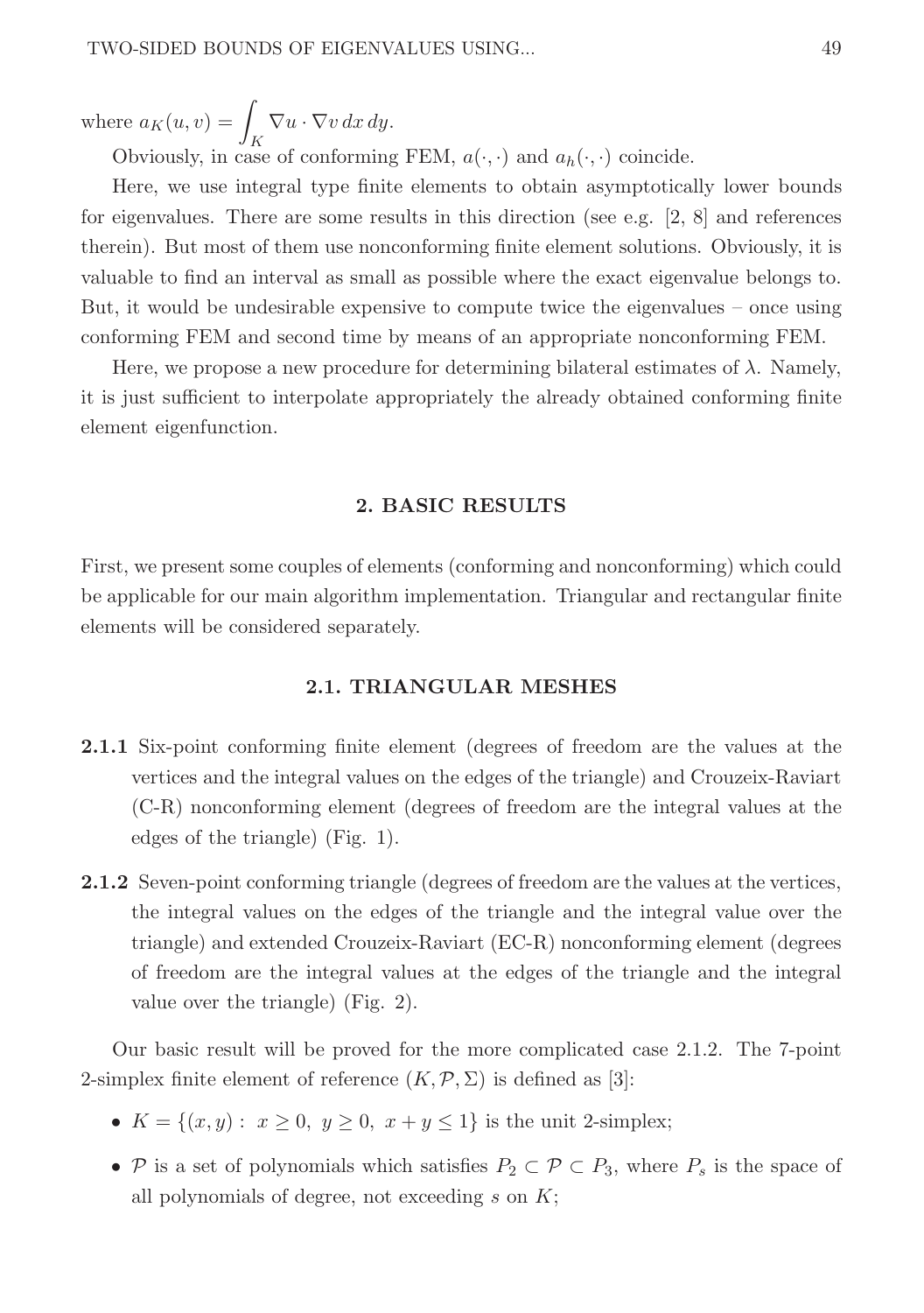where $a_K(u,v) = \displaystyle\int_K \nabla u \cdot \nabla v \, dx \, dy$.

Obviously, in case of conforming FEM, $a(\cdot,\cdot)$ and $a_h(\cdot,\cdot)$ coincide.

Here, we use integral type finite elements to obtain asymptotically lower bounds for eigenvalues. There are some results in this direction (see e.g. [2, 8] and references therein). But most of them use nonconforming finite element solutions. Obviously, it is valuable to find an interval as small as possible where the exact eigenvalue belongs to. But, it would be undesirable expensive to compute twice the eigenvalues – once using conforming FEM and second time by means of an appropriate nonconforming FEM.

Here, we propose a new procedure for determining bilateral estimates of $\lambda$. Namely, it is just sufficient to interpolate appropriately the already obtained conforming finite element eigenfunction.

## 2. BASIC RESULTS

First, we present some couples of elements (conforming and nonconforming) which could be applicable for our main algorithm implementation. Triangular and rectangular finite elements will be considered separately.

### 2.1. TRIANGULAR MESHES

**2.1.1** Six-point conforming finite element (degrees of freedom are the values at the vertices and the integral values on the edges of the triangle) and Crouzeix-Raviart (C-R) nonconforming element (degrees of freedom are the integral values at the edges of the triangle) (Fig. 1).

**2.1.2** Seven-point conforming triangle (degrees of freedom are the values at the vertices, the integral values on the edges of the triangle and the integral value over the triangle) and extended Crouzeix-Raviart (EC-R) nonconforming element (degrees of freedom are the integral values at the edges of the triangle and the integral value over the triangle) (Fig. 2).

Our basic result will be proved for the more complicated case 2.1.2. The 7-point 2-simplex finite element of reference $(K, \mathcal{P}, \Sigma)$ is defined as [3]:

- $K = \{(x,y) : \ x \geq 0, \ y \geq 0, \ x + y \leq 1\}$ is the unit 2-simplex;
- $\mathcal{P}$ is a set of polynomials which satisfies $P_2 \subset \mathcal{P} \subset P_3$, where $P_s$ is the space of all polynomials of degree, not exceeding $s$ on $K$;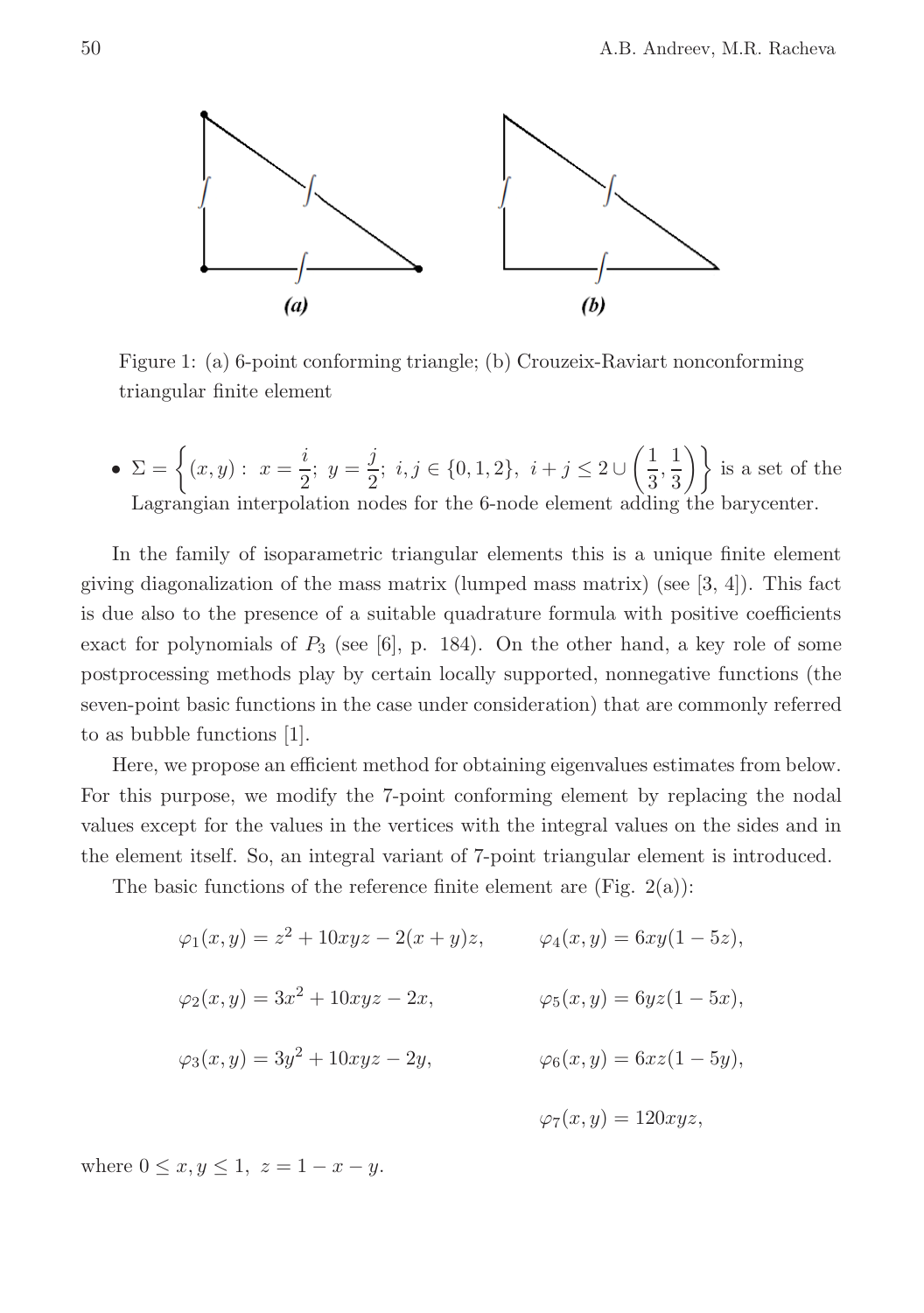Figure 1: (a) 6-point conforming triangle; (b) Crouzeix-Raviart nonconforming triangular finite element

- $\Sigma = \left\{ (x,y): \ x = \dfrac{i}{2}; \ y = \dfrac{j}{2}; \ i,j \in \{0,1,2\}, \ i+j \leq 2 \cup \left( \dfrac{1}{3}, \dfrac{1}{3} \right) \right\}$ is a set of the Lagrangian interpolation nodes for the 6-node element adding the barycenter.

In the family of isoparametric triangular elements this is a unique finite element giving diagonalization of the mass matrix (lumped mass matrix) (see [3, 4]). This fact is due also to the presence of a suitable quadrature formula with positive coefficients exact for polynomials of $P_3$ (see [6], p. 184). On the other hand, a key role of some postprocessing methods play by certain locally supported, nonnegative functions (the seven-point basic functions in the case under consideration) that are commonly referred to as bubble functions [1].

Here, we propose an efficient method for obtaining eigenvalues estimates from below. For this purpose, we modify the 7-point conforming element by replacing the nodal values except for the values in the vertices with the integral values on the sides and in the element itself. So, an integral variant of 7-point triangular element is introduced.

The basic functions of the reference finite element are (Fig. 2(a)):

$$\varphi_1(x,y) = z^2 + 10xyz - 2(x+y)z, \qquad \varphi_4(x,y) = 6xy(1-5z),$$

$$\varphi_2(x,y) = 3x^2 + 10xyz - 2x, \qquad \varphi_5(x,y) = 6yz(1-5x),$$

$$\varphi_3(x,y) = 3y^2 + 10xyz - 2y, \qquad \varphi_6(x,y) = 6xz(1-5y),$$

$$\varphi_7(x,y) = 120xyz,$$

where $0 \leq x, y \leq 1, \ z = 1 - x - y$.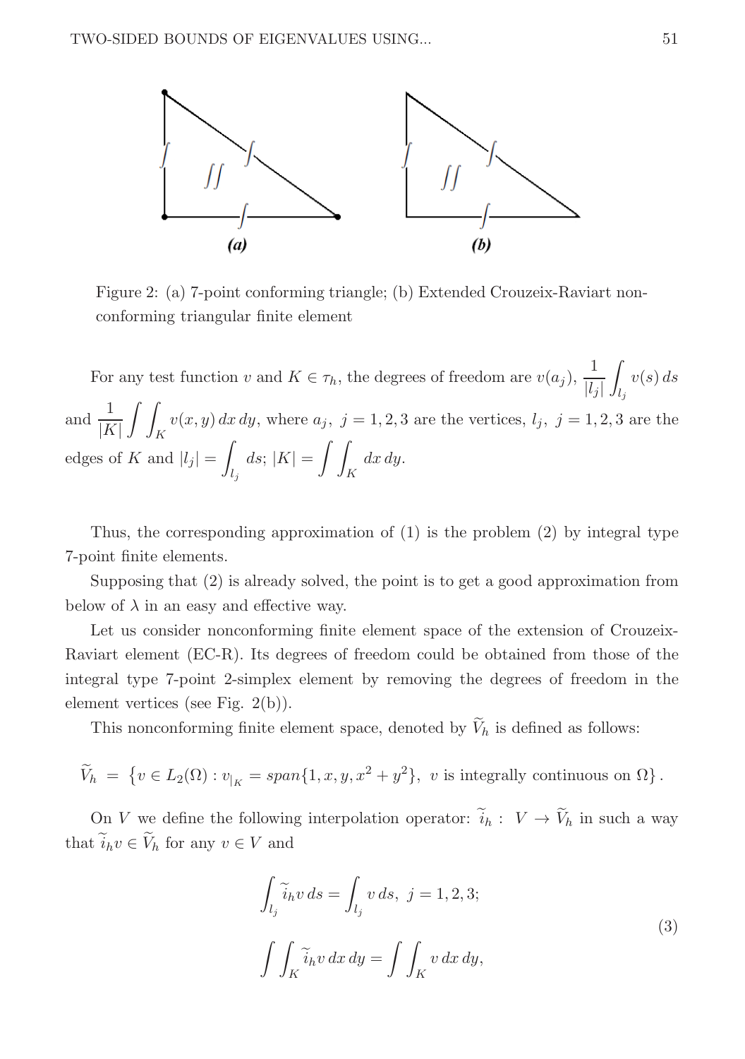Figure 2: (a) 7-point conforming triangle; (b) Extended Crouzeix-Raviart nonconforming triangular finite element

For any test function $v$ and $K \in \tau_h$, the degrees of freedom are $v(a_j)$, $\dfrac{1}{|l_j|}\displaystyle\int_{l_j} v(s)\, ds$ and $\dfrac{1}{|K|}\displaystyle\int\int_K v(x,y)\, dx\, dy$, where $a_j,\ j=1,2,3$ are the vertices, $l_j,\ j=1,2,3$ are the edges of $K$ and $|l_j| = \displaystyle\int_{l_j} ds$; $|K| = \displaystyle\int\int_K dx\, dy$.

Thus, the corresponding approximation of (1) is the problem (2) by integral type 7-point finite elements.

Supposing that (2) is already solved, the point is to get a good approximation from below of $\lambda$ in an easy and effective way.

Let us consider nonconforming finite element space of the extension of Crouzeix-Raviart element (EC-R). Its degrees of freedom could be obtained from those of the integral type 7-point 2-simplex element by removing the degrees of freedom in the element vertices (see Fig. 2(b)).

This nonconforming finite element space, denoted by $\widetilde{V}_h$ is defined as follows:

$$\widetilde{V}_h \ = \ \left\{ v \in L_2(\Omega) : v_{|_K} = span\{1, x, y, x^2+y^2\},\ v \text{ is integrally continuous on } \Omega \right\}.$$

On $V$ we define the following interpolation operator: $\widetilde{i}_h:\ V \to \widetilde{V}_h$ in such a way that $\widetilde{i}_h v \in \widetilde{V}_h$ for any $v \in V$ and

$$\begin{aligned} &\int_{l_j} \widetilde{i}_h v\, ds = \int_{l_j} v\, ds,\ \ j = 1,2,3; \\ &\int\int_K \widetilde{i}_h v\, dx\, dy = \int\int_K v\, dx\, dy, \end{aligned} \tag{3}$$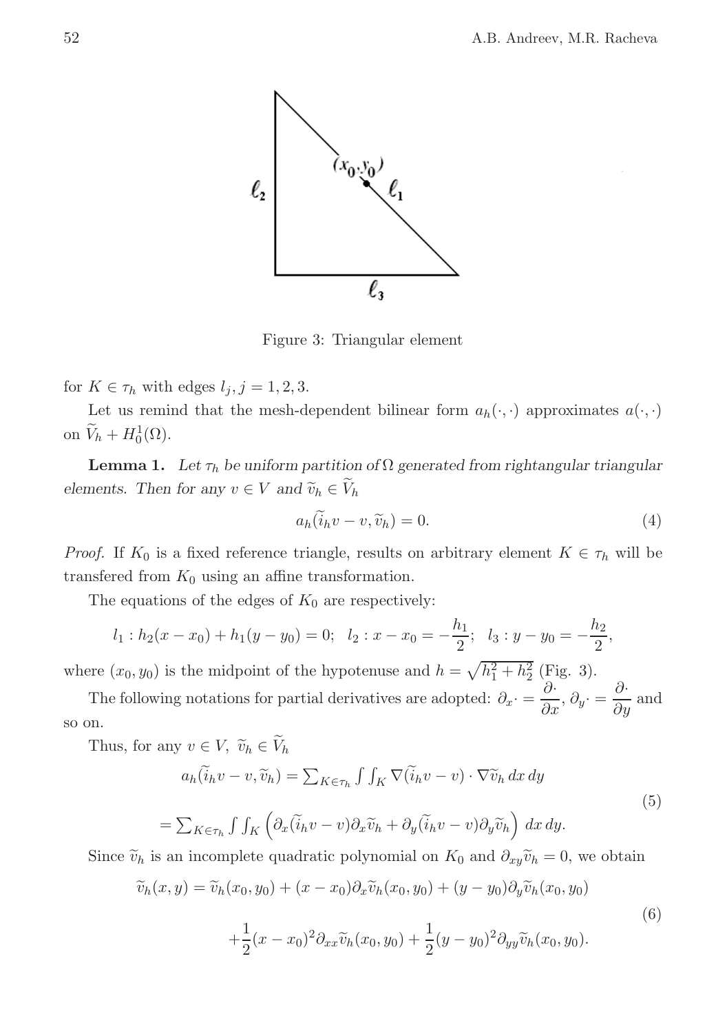Figure 3: Triangular element

for $K \in \tau_h$ with edges $l_j, j = 1, 2, 3$.

Let us remind that the mesh-dependent bilinear form $a_h(\cdot, \cdot)$ approximates $a(\cdot, \cdot)$ on $\widetilde{V}_h + H_0^1(\Omega)$.

**Lemma 1.** *Let $\tau_h$ be uniform partition of $\Omega$ generated from rightangular triangular elements. Then for any $v \in V$ and $\widetilde{v}_h \in \widetilde{V}_h$*

$$a_h(\widetilde{i}_h v - v, \widetilde{v}_h) = 0. \tag{4}$$

*Proof.* If $K_0$ is a fixed reference triangle, results on arbitrary element $K \in \tau_h$ will be transfered from $K_0$ using an affine transformation.

The equations of the edges of $K_0$ are respectively:

$$l_1 : h_2(x - x_0) + h_1(y - y_0) = 0; \quad l_2 : x - x_0 = -\frac{h_1}{2}; \quad l_3 : y - y_0 = -\frac{h_2}{2},$$

where $(x_0, y_0)$ is the midpoint of the hypotenuse and $h = \sqrt{h_1^2 + h_2^2}$ (Fig. 3).

The following notations for partial derivatives are adopted: $\partial_x \cdot = \dfrac{\partial \cdot}{\partial x}$, $\partial_y \cdot = \dfrac{\partial \cdot}{\partial y}$ and so on.

Thus, for any $v \in V$, $\widetilde{v}_h \in \widetilde{V}_h$

$$\begin{aligned} a_h(\widetilde{i}_h v - v, \widetilde{v}_h) &= \textstyle\sum_{K \in \tau_h} \int\int_K \nabla(\widetilde{i}_h v - v) \cdot \nabla \widetilde{v}_h \, dx\, dy \\ &= \textstyle\sum_{K \in \tau_h} \int\int_K \left( \partial_x(\widetilde{i}_h v - v) \partial_x \widetilde{v}_h + \partial_y(\widetilde{i}_h v - v) \partial_y \widetilde{v}_h \right) \, dx\, dy. \end{aligned} \tag{5}$$

Since $\widetilde{v}_h$ is an incomplete quadratic polynomial on $K_0$ and $\partial_{xy} \widetilde{v}_h = 0$, we obtain

$$\begin{aligned} \widetilde{v}_h(x, y) &= \widetilde{v}_h(x_0, y_0) + (x - x_0) \partial_x \widetilde{v}_h(x_0, y_0) + (y - y_0) \partial_y \widetilde{v}_h(x_0, y_0) \\ &\quad + \frac{1}{2}(x - x_0)^2 \partial_{xx} \widetilde{v}_h(x_0, y_0) + \frac{1}{2}(y - y_0)^2 \partial_{yy} \widetilde{v}_h(x_0, y_0). \end{aligned} \tag{6}$$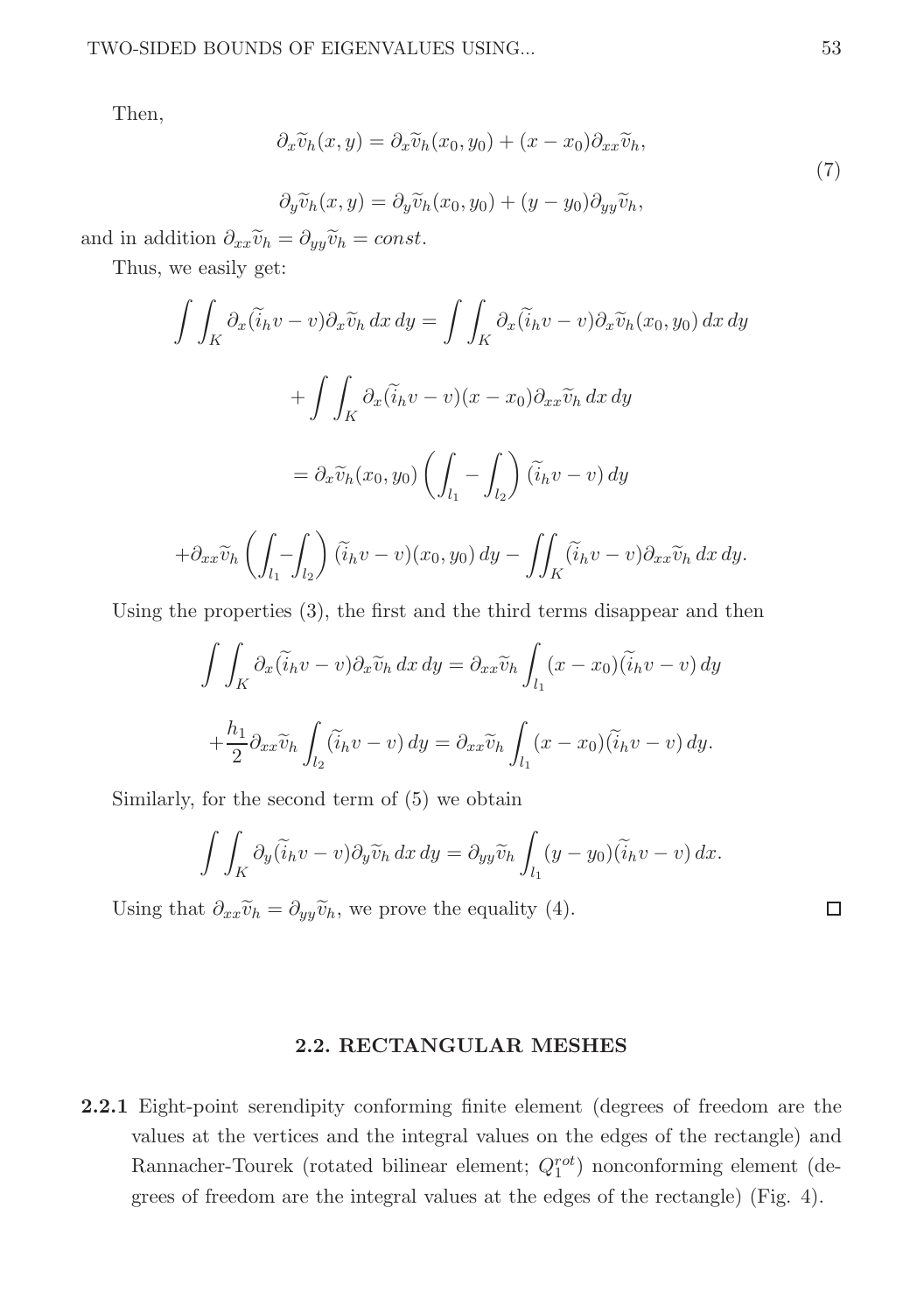Then,

$$
\begin{aligned}
\partial_x \widetilde{v}_h(x,y) &= \partial_x \widetilde{v}_h(x_0,y_0) + (x-x_0)\partial_{xx}\widetilde{v}_h, \\
\partial_y \widetilde{v}_h(x,y) &= \partial_y \widetilde{v}_h(x_0,y_0) + (y-y_0)\partial_{yy}\widetilde{v}_h,
\end{aligned}
\tag{7}
$$

and in addition $\partial_{xx}\widetilde{v}_h = \partial_{yy}\widetilde{v}_h = const.$

Thus, we easily get:

$$
\int\int_K \partial_x(\widetilde{i}_h v - v)\partial_x \widetilde{v}_h \,dx\,dy = \int\int_K \partial_x(\widetilde{i}_h v - v)\partial_x \widetilde{v}_h(x_0,y_0)\,dx\,dy
$$

$$
+ \int\int_K \partial_x(\widetilde{i}_h v - v)(x-x_0)\partial_{xx}\widetilde{v}_h \,dx\,dy
$$

$$
= \partial_x \widetilde{v}_h(x_0,y_0)\left(\int_{l_1} - \int_{l_2}\right)(\widetilde{i}_h v - v)\,dy
$$

$$
+\partial_{xx}\widetilde{v}_h \left(\int_{l_1} - \int_{l_2}\right)(\widetilde{i}_h v - v)(x_0,y_0)\,dy - \iint_K (\widetilde{i}_h v - v)\partial_{xx}\widetilde{v}_h \,dx\,dy.
$$

Using the properties (3), the first and the third terms disappear and then

$$
\int\int_K \partial_x(\widetilde{i}_h v - v)\partial_x \widetilde{v}_h \,dx\,dy = \partial_{xx}\widetilde{v}_h \int_{l_1}(x-x_0)(\widetilde{i}_h v - v)\,dy
$$

$$
+\frac{h_1}{2}\partial_{xx}\widetilde{v}_h \int_{l_2}(\widetilde{i}_h v - v)\,dy = \partial_{xx}\widetilde{v}_h \int_{l_1}(x-x_0)(\widetilde{i}_h v - v)\,dy.
$$

Similarly, for the second term of (5) we obtain

$$
\int\int_K \partial_y(\widetilde{i}_h v - v)\partial_y \widetilde{v}_h \,dx\,dy = \partial_{yy}\widetilde{v}_h \int_{l_1}(y-y_0)(\widetilde{i}_h v - v)\,dx.
$$

Using that $\partial_{xx}\widetilde{v}_h = \partial_{yy}\widetilde{v}_h$, we prove the equality (4). □

## 2.2. RECTANGULAR MESHES

**2.2.1** Eight-point serendipity conforming finite element (degrees of freedom are the values at the vertices and the integral values on the edges of the rectangle) and Rannacher-Tourek (rotated bilinear element; $Q_1^{rot}$) nonconforming element (degrees of freedom are the integral values at the edges of the rectangle) (Fig. 4).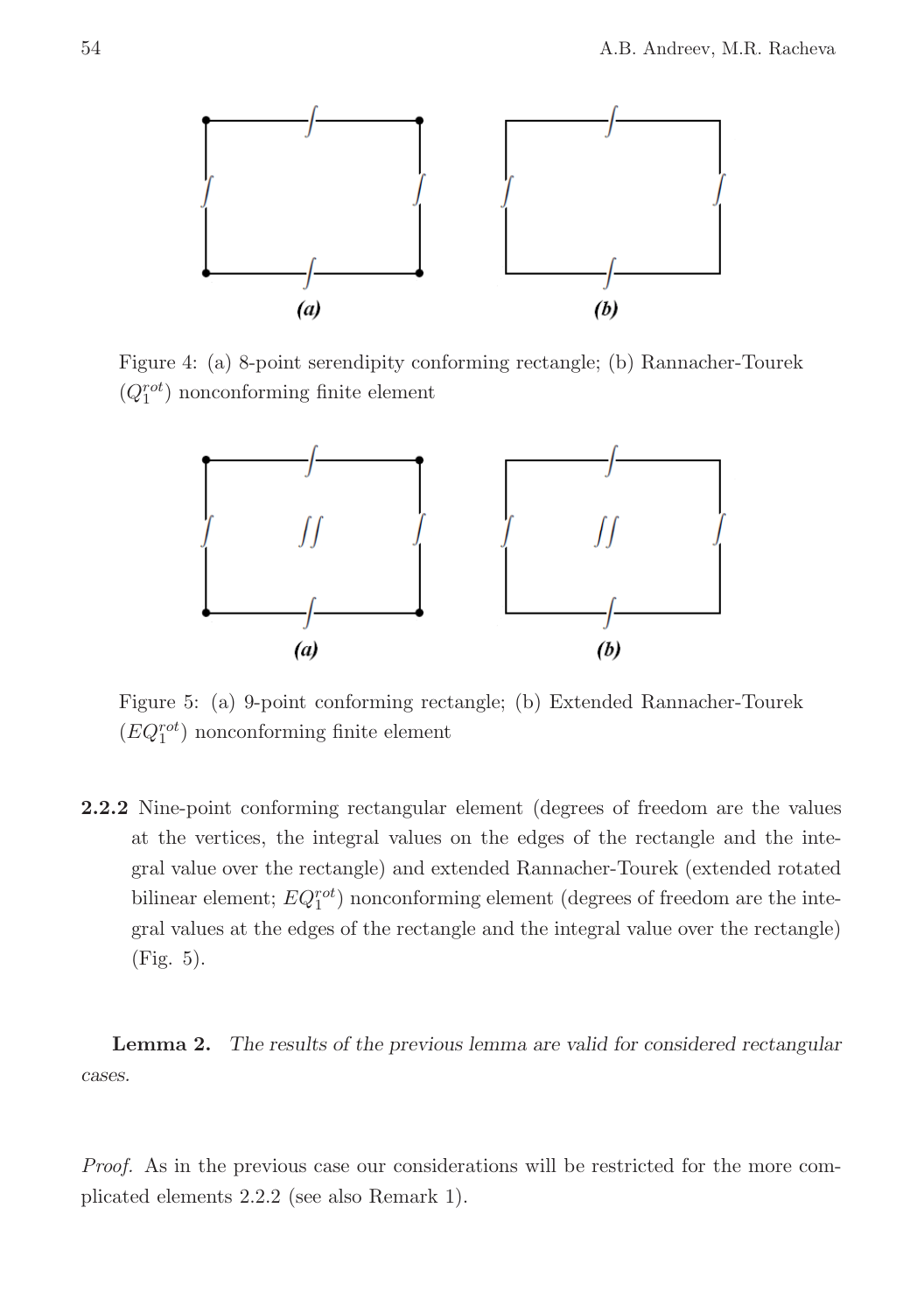Figure 4: (a) 8-point serendipity conforming rectangle; (b) Rannacher-Tourek ($Q_1^{rot}$) nonconforming finite element

Figure 5: (a) 9-point conforming rectangle; (b) Extended Rannacher-Tourek ($EQ_1^{rot}$) nonconforming finite element

**2.2.2** Nine-point conforming rectangular element (degrees of freedom are the values at the vertices, the integral values on the edges of the rectangle and the integral value over the rectangle) and extended Rannacher-Tourek (extended rotated bilinear element; $EQ_1^{rot}$) nonconforming element (degrees of freedom are the integral values at the edges of the rectangle and the integral value over the rectangle) (Fig. 5).

**Lemma 2.** *The results of the previous lemma are valid for considered rectangular cases.*

*Proof.* As in the previous case our considerations will be restricted for the more complicated elements 2.2.2 (see also Remark 1).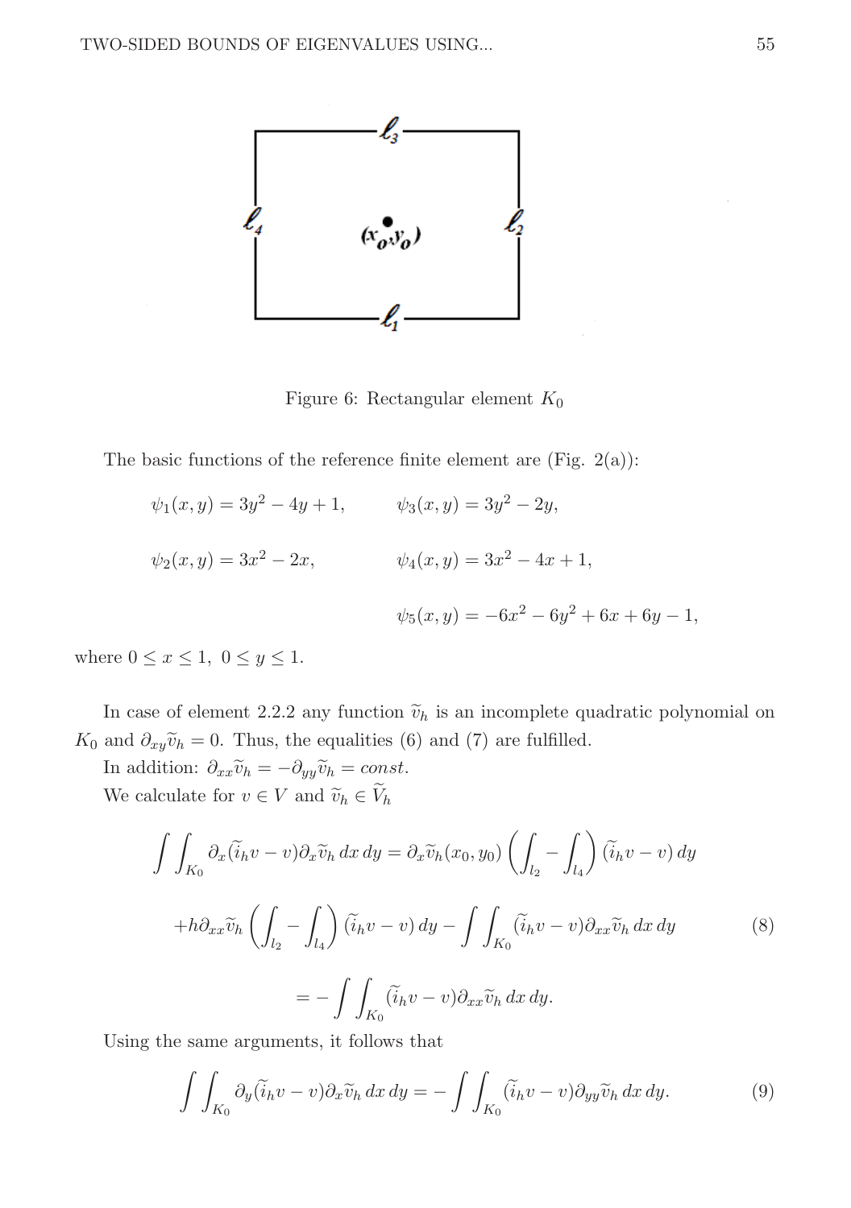Figure 6: Rectangular element $K_0$

The basic functions of the reference finite element are (Fig. 2(a)):

$$\psi_1(x,y) = 3y^2 - 4y + 1, \qquad \psi_3(x,y) = 3y^2 - 2y,$$

$$\psi_2(x,y) = 3x^2 - 2x, \qquad \psi_4(x,y) = 3x^2 - 4x + 1,$$

$$\psi_5(x,y) = -6x^2 - 6y^2 + 6x + 6y - 1,$$

where $0 \le x \le 1,\ 0 \le y \le 1.$

In case of element 2.2.2 any function $\widetilde{v}_h$ is an incomplete quadratic polynomial on $K_0$ and $\partial_{xy}\widetilde{v}_h = 0$. Thus, the equalities (6) and (7) are fulfilled.

In addition: $\partial_{xx}\widetilde{v}_h = -\partial_{yy}\widetilde{v}_h = const.$

We calculate for $v \in V$ and $\widetilde{v}_h \in \widetilde{V}_h$

$$\begin{aligned}
\int\int_{K_0} \partial_x(\widetilde{i}_h v - v)\partial_x \widetilde{v}_h \, dx\, dy &= \partial_x \widetilde{v}_h(x_0, y_0) \left( \int_{l_2} - \int_{l_4} \right) (\widetilde{i}_h v - v)\, dy \\
&+ h \partial_{xx}\widetilde{v}_h \left( \int_{l_2} - \int_{l_4} \right) (\widetilde{i}_h v - v)\, dy - \int\int_{K_0} (\widetilde{i}_h v - v)\partial_{xx}\widetilde{v}_h \, dx\, dy \\
&= - \int\int_{K_0} (\widetilde{i}_h v - v)\partial_{xx}\widetilde{v}_h \, dx\, dy.
\end{aligned} \tag{8}$$

Using the same arguments, it follows that

$$\int\int_{K_0} \partial_y(\widetilde{i}_h v - v)\partial_x \widetilde{v}_h \, dx\, dy = - \int\int_{K_0} (\widetilde{i}_h v - v)\partial_{yy}\widetilde{v}_h \, dx\, dy. \tag{9}$$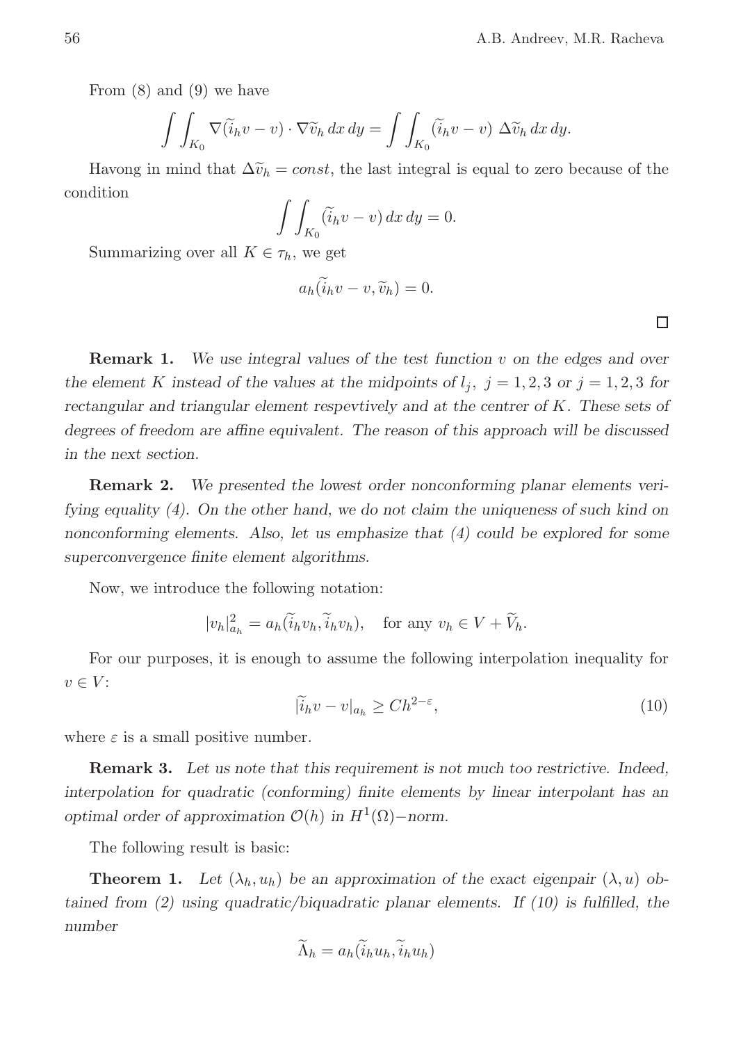From (8) and (9) we have

$$\int\int_{K_0} \nabla(\widetilde{i}_h v - v) \cdot \nabla \widetilde{v}_h \, dx \, dy = \int\int_{K_0} (\widetilde{i}_h v - v) \, \Delta \widetilde{v}_h \, dx \, dy.$$

Havong in mind that $\Delta \widetilde{v}_h = const$, the last integral is equal to zero because of the condition

$$\int\int_{K_0} (\widetilde{i}_h v - v) \, dx \, dy = 0.$$

Summarizing over all $K \in \tau_h$, we get

$$a_h(\widetilde{i}_h v - v, \widetilde{v}_h) = 0.$$

□

**Remark 1.** *We use integral values of the test function $v$ on the edges and over the element $K$ instead of the values at the midpoints of $l_j$, $j = 1, 2, 3$ or $j = 1, 2, 3$ for rectangular and triangular element respevtively and at the centrer of $K$. These sets of degrees of freedom are affine equivalent. The reason of this approach will be discussed in the next section.*

**Remark 2.** *We presented the lowest order nonconforming planar elements verifying equality (4). On the other hand, we do not claim the uniqueness of such kind on nonconforming elements. Also, let us emphasize that (4) could be explored for some superconvergence finite element algorithms.*

Now, we introduce the following notation:

$$|v_h|^2_{a_h} = a_h(\widetilde{i}_h v_h, \widetilde{i}_h v_h), \quad \text{for any } v_h \in V + \widetilde{V}_h.$$

For our purposes, it is enough to assume the following interpolation inequality for $v \in V$:

$$|\widetilde{i}_h v - v|_{a_h} \geq C h^{2-\varepsilon}, \tag{10}$$

where $\varepsilon$ is a small positive number.

**Remark 3.** *Let us note that this requirement is not much too restrictive. Indeed, interpolation for quadratic (conforming) finite elements by linear interpolant has an optimal order of approximation $\mathcal{O}(h)$ in $H^1(\Omega)-$norm.*

The following result is basic:

**Theorem 1.** *Let $(\lambda_h, u_h)$ be an approximation of the exact eigenpair $(\lambda, u)$ obtained from (2) using quadratic/biquadratic planar elements. If (10) is fulfilled, the number*

$$\widetilde{\Lambda}_h = a_h(\widetilde{i}_h u_h, \widetilde{i}_h u_h)$$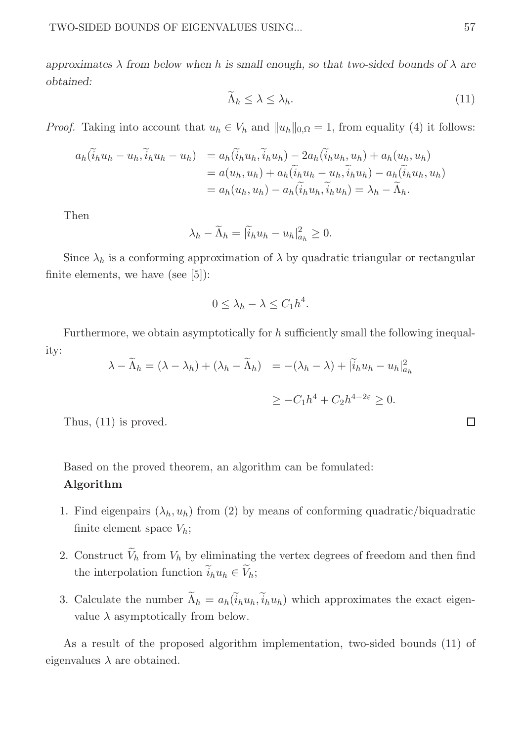*approximates $\lambda$ from below when $h$ is small enough, so that two-sided bounds of $\lambda$ are obtained:*

$$\widetilde{\Lambda}_h \leq \lambda \leq \lambda_h. \tag{11}$$

*Proof.* Taking into account that $u_h \in V_h$ and $\|u_h\|_{0,\Omega} = 1$, from equality (4) it follows:

$$\begin{aligned} a_h(\widetilde{i}_h u_h - u_h, \widetilde{i}_h u_h - u_h) &= a_h(\widetilde{i}_h u_h, \widetilde{i}_h u_h) - 2a_h(\widetilde{i}_h u_h, u_h) + a_h(u_h, u_h) \\ &= a(u_h, u_h) + a_h(\widetilde{i}_h u_h - u_h, \widetilde{i}_h u_h) - a_h(\widetilde{i}_h u_h, u_h) \\ &= a_h(u_h, u_h) - a_h(\widetilde{i}_h u_h, \widetilde{i}_h u_h) = \lambda_h - \widetilde{\Lambda}_h. \end{aligned}$$

Then

$$\lambda_h - \widetilde{\Lambda}_h = |\widetilde{i}_h u_h - u_h|^2_{a_h} \geq 0.$$

Since $\lambda_h$ is a conforming approximation of $\lambda$ by quadratic triangular or rectangular finite elements, we have (see [5]):

$$0 \leq \lambda_h - \lambda \leq C_1 h^4.$$

Furthermore, we obtain asymptotically for $h$ sufficiently small the following inequality:

$$\begin{aligned} \lambda - \widetilde{\Lambda}_h = (\lambda - \lambda_h) + (\lambda_h - \widetilde{\Lambda}_h) &= -(\lambda_h - \lambda) + |\widetilde{i}_h u_h - u_h|^2_{a_h} \\ &\geq -C_1 h^4 + C_2 h^{4-2\varepsilon} \geq 0. \end{aligned}$$

Thus, (11) is proved. $\square$

Based on the proved theorem, an algorithm can be fomulated:

**Algorithm**

1. Find eigenpairs $(\lambda_h, u_h)$ from (2) by means of conforming quadratic/biquadratic finite element space $V_h$;
2. Construct $\widetilde{V}_h$ from $V_h$ by eliminating the vertex degrees of freedom and then find the interpolation function $\widetilde{i}_h u_h \in \widetilde{V}_h$;
3. Calculate the number $\widetilde{\Lambda}_h = a_h(\widetilde{i}_h u_h, \widetilde{i}_h u_h)$ which approximates the exact eigenvalue $\lambda$ asymptotically from below.

As a result of the proposed algorithm implementation, two-sided bounds (11) of eigenvalues $\lambda$ are obtained.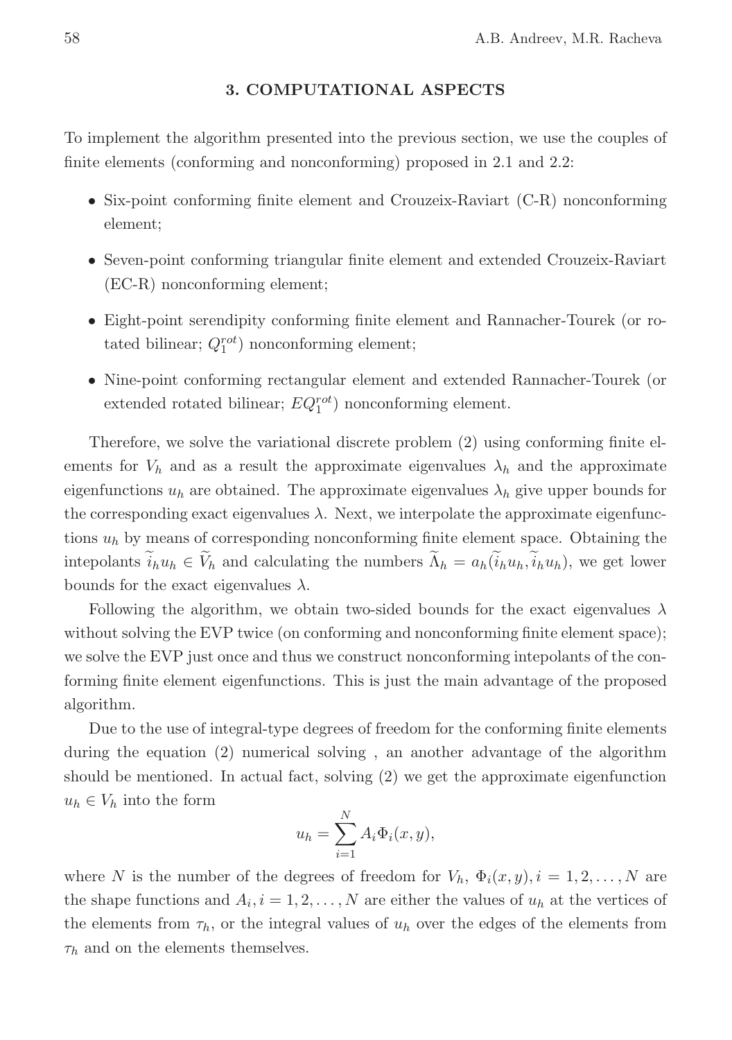## 3. COMPUTATIONAL ASPECTS

To implement the algorithm presented into the previous section, we use the couples of finite elements (conforming and nonconforming) proposed in 2.1 and 2.2:

- Six-point conforming finite element and Crouzeix-Raviart (C-R) nonconforming element;
- Seven-point conforming triangular finite element and extended Crouzeix-Raviart (EC-R) nonconforming element;
- Eight-point serendipity conforming finite element and Rannacher-Tourek (or rotated bilinear; $Q_1^{rot}$) nonconforming element;
- Nine-point conforming rectangular element and extended Rannacher-Tourek (or extended rotated bilinear; $EQ_1^{rot}$) nonconforming element.

Therefore, we solve the variational discrete problem (2) using conforming finite elements for $V_h$ and as a result the approximate eigenvalues $\lambda_h$ and the approximate eigenfunctions $u_h$ are obtained. The approximate eigenvalues $\lambda_h$ give upper bounds for the corresponding exact eigenvalues $\lambda$. Next, we interpolate the approximate eigenfunctions $u_h$ by means of corresponding nonconforming finite element space. Obtaining the intepolants $\widetilde{i}_h u_h \in \widetilde{V}_h$ and calculating the numbers $\widetilde{\Lambda}_h = a_h(\widetilde{i}_h u_h, \widetilde{i}_h u_h)$, we get lower bounds for the exact eigenvalues $\lambda$.

Following the algorithm, we obtain two-sided bounds for the exact eigenvalues $\lambda$ without solving the EVP twice (on conforming and nonconforming finite element space); we solve the EVP just once and thus we construct nonconforming intepolants of the conforming finite element eigenfunctions. This is just the main advantage of the proposed algorithm.

Due to the use of integral-type degrees of freedom for the conforming finite elements during the equation (2) numerical solving , an another advantage of the algorithm should be mentioned. In actual fact, solving (2) we get the approximate eigenfunction $u_h \in V_h$ into the form

$$u_h = \sum_{i=1}^{N} A_i \Phi_i(x, y),$$

where $N$ is the number of the degrees of freedom for $V_h$, $\Phi_i(x, y), i = 1, 2, \ldots, N$ are the shape functions and $A_i, i = 1, 2, \ldots, N$ are either the values of $u_h$ at the vertices of the elements from $\tau_h$, or the integral values of $u_h$ over the edges of the elements from $\tau_h$ and on the elements themselves.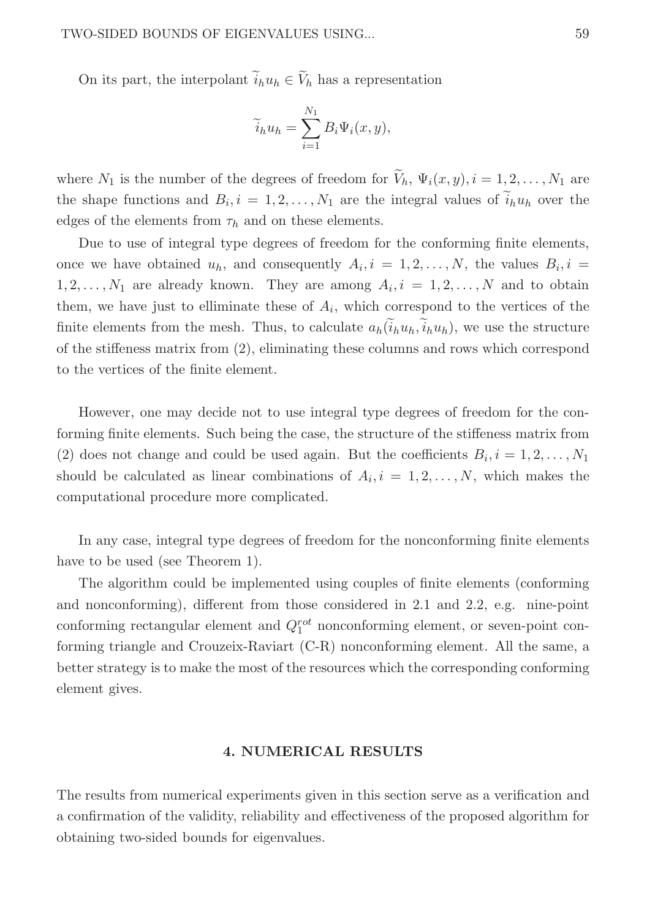On its part, the interpolant $\widetilde{i}_h u_h \in \widetilde{V}_h$ has a representation

$$\widetilde{i}_h u_h = \sum_{i=1}^{N_1} B_i \Psi_i(x, y),$$

where $N_1$ is the number of the degrees of freedom for $\widetilde{V}_h$, $\Psi_i(x, y), i = 1, 2, \ldots, N_1$ are the shape functions and $B_i, i = 1, 2, \ldots, N_1$ are the integral values of $\widetilde{i}_h u_h$ over the edges of the elements from $\tau_h$ and on these elements.

Due to use of integral type degrees of freedom for the conforming finite elements, once we have obtained $u_h$, and consequently $A_i, i = 1, 2, \ldots, N$, the values $B_i, i = 1, 2, \ldots, N_1$ are already known. They are among $A_i, i = 1, 2, \ldots, N$ and to obtain them, we have just to elliminate these of $A_i$, which correspond to the vertices of the finite elements from the mesh. Thus, to calculate $a_h(\widetilde{i}_h u_h, \widetilde{i}_h u_h)$, we use the structure of the stiffeness matrix from (2), eliminating these columns and rows which correspond to the vertices of the finite element.

However, one may decide not to use integral type degrees of freedom for the conforming finite elements. Such being the case, the structure of the stiffeness matrix from (2) does not change and could be used again. But the coefficients $B_i, i = 1, 2, \ldots, N_1$ should be calculated as linear combinations of $A_i, i = 1, 2, \ldots, N$, which makes the computational procedure more complicated.

In any case, integral type degrees of freedom for the nonconforming finite elements have to be used (see Theorem 1).

The algorithm could be implemented using couples of finite elements (conforming and nonconforming), different from those considered in 2.1 and 2.2, e.g. nine-point conforming rectangular element and $Q_1^{rot}$ nonconforming element, or seven-point conforming triangle and Crouzeix-Raviart (C-R) nonconforming element. All the same, a better strategy is to make the most of the resources which the corresponding conforming element gives.

## 4. NUMERICAL RESULTS

The results from numerical experiments given in this section serve as a verification and a confirmation of the validity, reliability and effectiveness of the proposed algorithm for obtaining two-sided bounds for eigenvalues.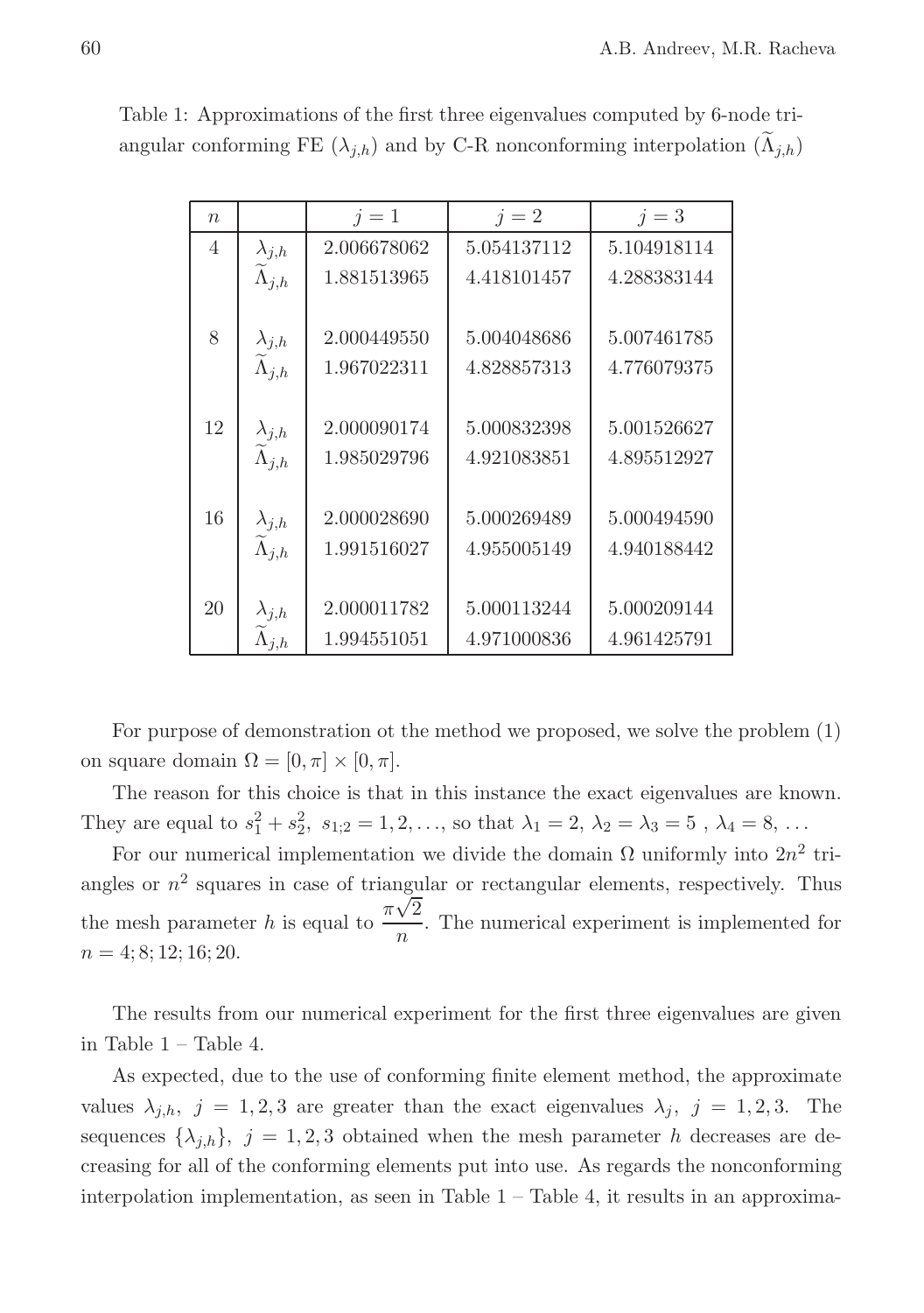Table 1: Approximations of the first three eigenvalues computed by 6-node triangular conforming FE ($\lambda_{j,h}$) and by C-R nonconforming interpolation ($\widetilde{\Lambda}_{j,h}$)

| $n$ | | $j=1$ | $j=2$ | $j=3$ |
|---|---|---|---|---|
| 4 | $\lambda_{j,h}$ | 2.006678062 | 5.054137112 | 5.104918114 |
| | $\widetilde{\Lambda}_{j,h}$ | 1.881513965 | 4.418101457 | 4.288383144 |
| 8 | $\lambda_{j,h}$ | 2.000449550 | 5.004048686 | 5.007461785 |
| | $\widetilde{\Lambda}_{j,h}$ | 1.967022311 | 4.828857313 | 4.776079375 |
| 12 | $\lambda_{j,h}$ | 2.000090174 | 5.000832398 | 5.001526627 |
| | $\widetilde{\Lambda}_{j,h}$ | 1.985029796 | 4.921083851 | 4.895512927 |
| 16 | $\lambda_{j,h}$ | 2.000028690 | 5.000269489 | 5.000494590 |
| | $\widetilde{\Lambda}_{j,h}$ | 1.991516027 | 4.955005149 | 4.940188442 |
| 20 | $\lambda_{j,h}$ | 2.000011782 | 5.000113244 | 5.000209144 |
| | $\widetilde{\Lambda}_{j,h}$ | 1.994551051 | 4.971000836 | 4.961425791 |

For purpose of demonstration ot the method we proposed, we solve the problem (1) on square domain $\Omega = [0,\pi] \times [0,\pi]$.

The reason for this choice is that in this instance the exact eigenvalues are known. They are equal to $s_1^2 + s_2^2,\ s_{1;2} = 1, 2, \ldots$, so that $\lambda_1 = 2,\ \lambda_2 = \lambda_3 = 5\ ,\ \lambda_4 = 8,\ \ldots$

For our numerical implementation we divide the domain $\Omega$ uniformly into $2n^2$ triangles or $n^2$ squares in case of triangular or rectangular elements, respectively. Thus the mesh parameter $h$ is equal to $\dfrac{\pi\sqrt{2}}{n}$. The numerical experiment is implemented for $n = 4; 8; 12; 16; 20$.

The results from our numerical experiment for the first three eigenvalues are given in Table 1 – Table 4.

As expected, due to the use of conforming finite element method, the approximate values $\lambda_{j,h},\ j = 1, 2, 3$ are greater than the exact eigenvalues $\lambda_j,\ j = 1, 2, 3$. The sequences $\{\lambda_{j,h}\},\ j = 1, 2, 3$ obtained when the mesh parameter $h$ decreases are decreasing for all of the conforming elements put into use. As regards the nonconforming interpolation implementation, as seen in Table 1 – Table 4, it results in an approxima-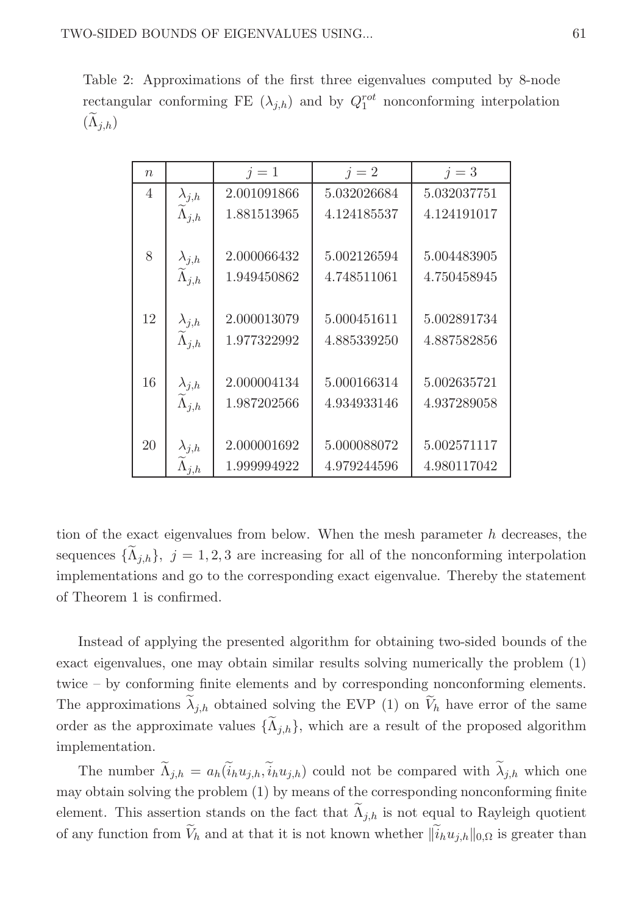Table 2: Approximations of the first three eigenvalues computed by 8-node rectangular conforming FE ($\lambda_{j,h}$) and by $Q_1^{rot}$ nonconforming interpolation ($\widetilde{\Lambda}_{j,h}$)

| $n$ | | $j = 1$ | $j = 2$ | $j = 3$ |
|---|---|---|---|---|
| 4 | $\lambda_{j,h}$ | 2.001091866 | 5.032026684 | 5.032037751 |
| | $\widetilde{\Lambda}_{j,h}$ | 1.881513965 | 4.124185537 | 4.124191017 |
| 8 | $\lambda_{j,h}$ | 2.000066432 | 5.002126594 | 5.004483905 |
| | $\widetilde{\Lambda}_{j,h}$ | 1.949450862 | 4.748511061 | 4.750458945 |
| 12 | $\lambda_{j,h}$ | 2.000013079 | 5.000451611 | 5.002891734 |
| | $\widetilde{\Lambda}_{j,h}$ | 1.977322992 | 4.885339250 | 4.887582856 |
| 16 | $\lambda_{j,h}$ | 2.000004134 | 5.000166314 | 5.002635721 |
| | $\widetilde{\Lambda}_{j,h}$ | 1.987202566 | 4.934933146 | 4.937289058 |
| 20 | $\lambda_{j,h}$ | 2.000001692 | 5.000088072 | 5.002571117 |
| | $\widetilde{\Lambda}_{j,h}$ | 1.999994922 | 4.979244596 | 4.980117042 |

tion of the exact eigenvalues from below. When the mesh parameter $h$ decreases, the sequences $\{\widetilde{\Lambda}_{j,h}\}$, $j = 1, 2, 3$ are increasing for all of the nonconforming interpolation implementations and go to the corresponding exact eigenvalue. Thereby the statement of Theorem 1 is confirmed.

Instead of applying the presented algorithm for obtaining two-sided bounds of the exact eigenvalues, one may obtain similar results solving numerically the problem (1) twice – by conforming finite elements and by corresponding nonconforming elements. The approximations $\widetilde{\lambda}_{j,h}$ obtained solving the EVP (1) on $\widetilde{V}_h$ have error of the same order as the approximate values $\{\widetilde{\Lambda}_{j,h}\}$, which are a result of the proposed algorithm implementation.

The number $\widetilde{\Lambda}_{j,h} = a_h(\widetilde{i}_h u_{j,h}, \widetilde{i}_h u_{j,h})$ could not be compared with $\widetilde{\lambda}_{j,h}$ which one may obtain solving the problem (1) by means of the corresponding nonconforming finite element. This assertion stands on the fact that $\widetilde{\Lambda}_{j,h}$ is not equal to Rayleigh quotient of any function from $\widetilde{V}_h$ and at that it is not known whether $\|\widetilde{i}_h u_{j,h}\|_{0,\Omega}$ is greater than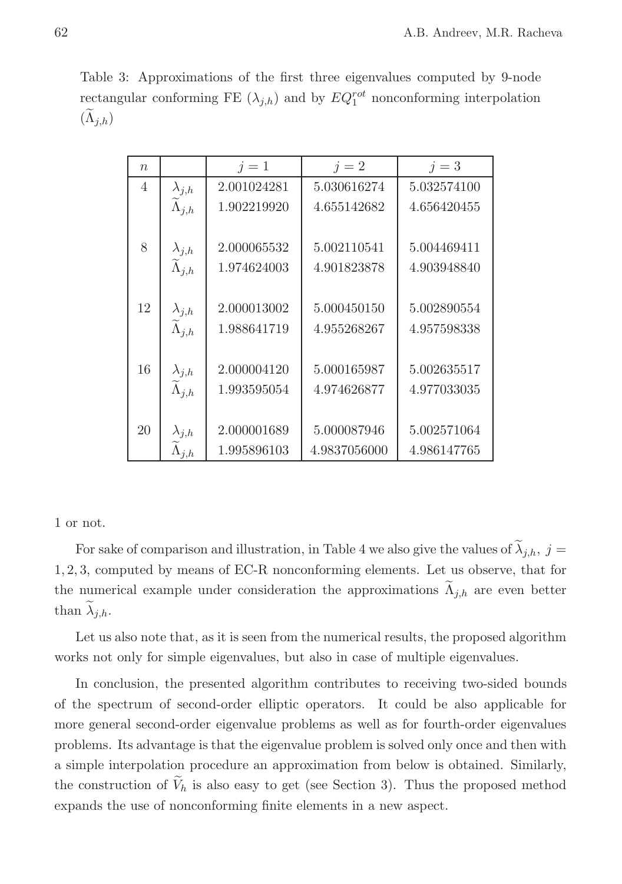Table 3: Approximations of the first three eigenvalues computed by 9-node rectangular conforming FE ($\lambda_{j,h}$) and by $EQ_1^{rot}$ nonconforming interpolation ($\widetilde{\Lambda}_{j,h}$)

| $n$ | | $j=1$ | $j=2$ | $j=3$ |
|---|---|---|---|---|
| 4 | $\lambda_{j,h}$ | 2.001024281 | 5.030616274 | 5.032574100 |
| | $\widetilde{\Lambda}_{j,h}$ | 1.902219920 | 4.655142682 | 4.656420455 |
| 8 | $\lambda_{j,h}$ | 2.000065532 | 5.002110541 | 5.004469411 |
| | $\widetilde{\Lambda}_{j,h}$ | 1.974624003 | 4.901823878 | 4.903948840 |
| 12 | $\lambda_{j,h}$ | 2.000013002 | 5.000450150 | 5.002890554 |
| | $\widetilde{\Lambda}_{j,h}$ | 1.988641719 | 4.955268267 | 4.957598338 |
| 16 | $\lambda_{j,h}$ | 2.000004120 | 5.000165987 | 5.002635517 |
| | $\widetilde{\Lambda}_{j,h}$ | 1.993595054 | 4.974626877 | 4.977033035 |
| 20 | $\lambda_{j,h}$ | 2.000001689 | 5.000087946 | 5.002571064 |
| | $\widetilde{\Lambda}_{j,h}$ | 1.995896103 | 4.9837056000 | 4.986147765 |

1 or not.

For sake of comparison and illustration, in Table 4 we also give the values of $\widetilde{\lambda}_{j,h},\ j = 1,2,3$, computed by means of EC-R nonconforming elements. Let us observe, that for the numerical example under consideration the approximations $\widetilde{\Lambda}_{j,h}$ are even better than $\widetilde{\lambda}_{j,h}$.

Let us also note that, as it is seen from the numerical results, the proposed algorithm works not only for simple eigenvalues, but also in case of multiple eigenvalues.

In conclusion, the presented algorithm contributes to receiving two-sided bounds of the spectrum of second-order elliptic operators. It could be also applicable for more general second-order eigenvalue problems as well as for fourth-order eigenvalues problems. Its advantage is that the eigenvalue problem is solved only once and then with a simple interpolation procedure an approximation from below is obtained. Similarly, the construction of $\widetilde{V}_h$ is also easy to get (see Section 3). Thus the proposed method expands the use of nonconforming finite elements in a new aspect.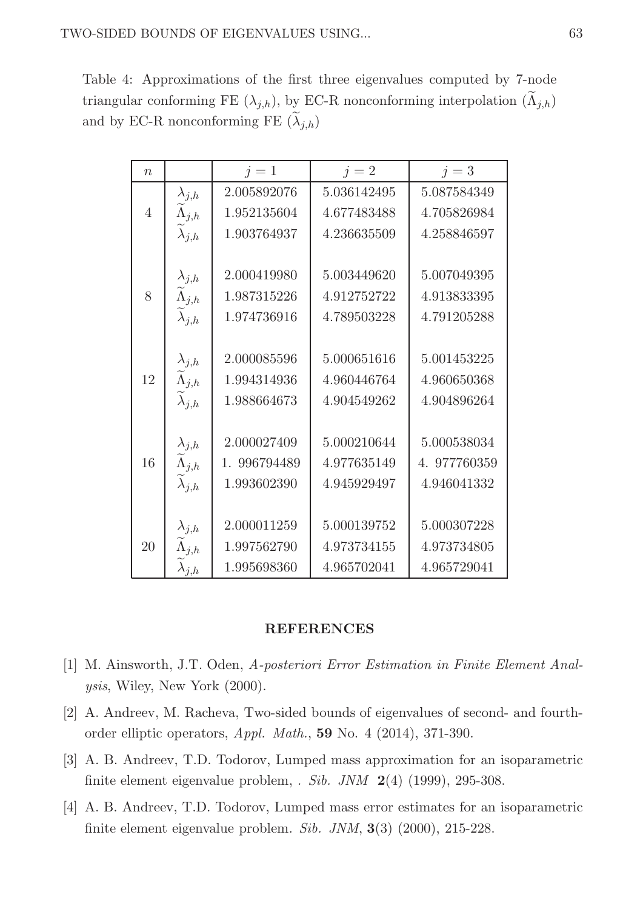Table 4: Approximations of the first three eigenvalues computed by 7-node triangular conforming FE ($\lambda_{j,h}$), by EC-R nonconforming interpolation ($\widetilde{\Lambda}_{j,h}$) and by EC-R nonconforming FE ($\widetilde{\lambda}_{j,h}$)

| $n$ | | $j=1$ | $j=2$ | $j=3$ |
|---|---|---|---|---|
| 4 | $\lambda_{j,h}$ | 2.005892076 | 5.036142495 | 5.087584349 |
| | $\widetilde{\Lambda}_{j,h}$ | 1.952135604 | 4.677483488 | 4.705826984 |
| | $\widetilde{\lambda}_{j,h}$ | 1.903764937 | 4.236635509 | 4.258846597 |
| 8 | $\lambda_{j,h}$ | 2.000419980 | 5.003449620 | 5.007049395 |
| | $\widetilde{\Lambda}_{j,h}$ | 1.987315226 | 4.912752722 | 4.913833395 |
| | $\widetilde{\lambda}_{j,h}$ | 1.974736916 | 4.789503228 | 4.791205288 |
| 12 | $\lambda_{j,h}$ | 2.000085596 | 5.000651616 | 5.001453225 |
| | $\widetilde{\Lambda}_{j,h}$ | 1.994314936 | 4.960446764 | 4.960650368 |
| | $\widetilde{\lambda}_{j,h}$ | 1.988664673 | 4.904549262 | 4.904896264 |
| 16 | $\lambda_{j,h}$ | 2.000027409 | 5.000210644 | 5.000538034 |
| | $\widetilde{\Lambda}_{j,h}$ | 1. 996794489 | 4.977635149 | 4. 977760359 |
| | $\widetilde{\lambda}_{j,h}$ | 1.993602390 | 4.945929497 | 4.946041332 |
| 20 | $\lambda_{j,h}$ | 2.000011259 | 5.000139752 | 5.000307228 |
| | $\widetilde{\Lambda}_{j,h}$ | 1.997562790 | 4.973734155 | 4.973734805 |
| | $\widetilde{\lambda}_{j,h}$ | 1.995698360 | 4.965702041 | 4.965729041 |

## REFERENCES

[1] M. Ainsworth, J.T. Oden, *A-posteriori Error Estimation in Finite Element Analysis*, Wiley, New York (2000).

[2] A. Andreev, M. Racheva, Two-sided bounds of eigenvalues of second- and fourth-order elliptic operators, *Appl. Math.*, **59** No. 4 (2014), 371-390.

[3] A. B. Andreev, T.D. Todorov, Lumped mass approximation for an isoparametric finite element eigenvalue problem, *. Sib. JNM* **2**(4) (1999), 295-308.

[4] A. B. Andreev, T.D. Todorov, Lumped mass error estimates for an isoparametric finite element eigenvalue problem. *Sib. JNM*, **3**(3) (2000), 215-228.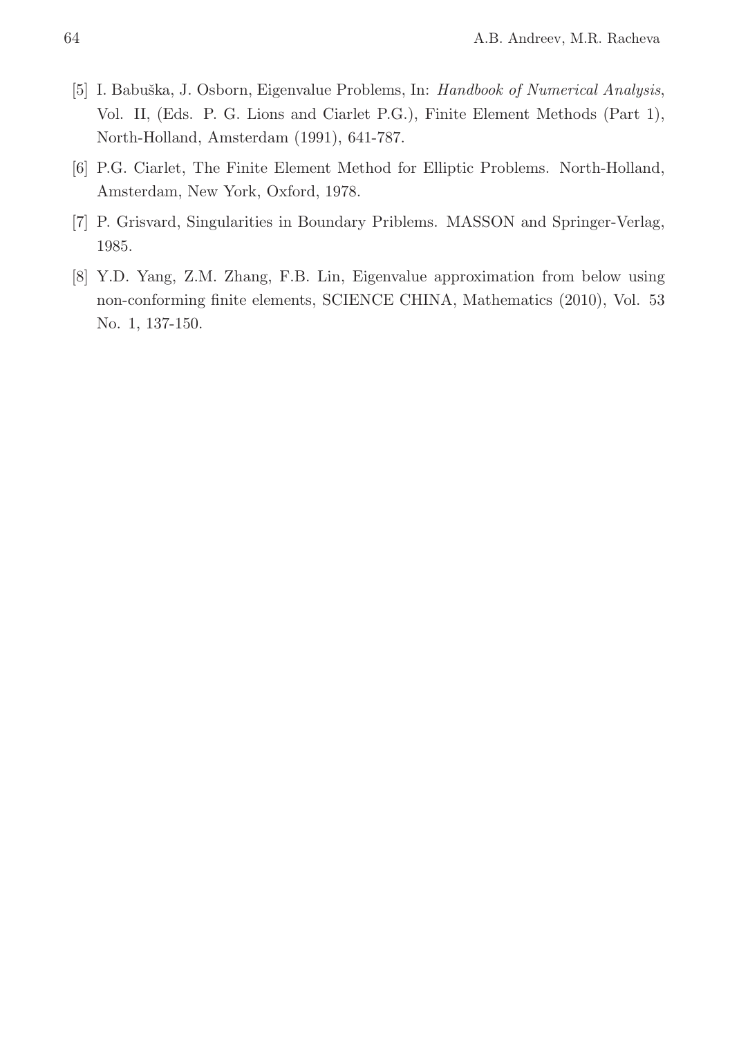[5] I. Babuška, J. Osborn, Eigenvalue Problems, In: *Handbook of Numerical Analysis*, Vol. II, (Eds. P. G. Lions and Ciarlet P.G.), Finite Element Methods (Part 1), North-Holland, Amsterdam (1991), 641-787.

[6] P.G. Ciarlet, The Finite Element Method for Elliptic Problems. North-Holland, Amsterdam, New York, Oxford, 1978.

[7] P. Grisvard, Singularities in Boundary Priblems. MASSON and Springer-Verlag, 1985.

[8] Y.D. Yang, Z.M. Zhang, F.B. Lin, Eigenvalue approximation from below using non-conforming finite elements, SCIENCE CHINA, Mathematics (2010), Vol. 53 No. 1, 137-150.